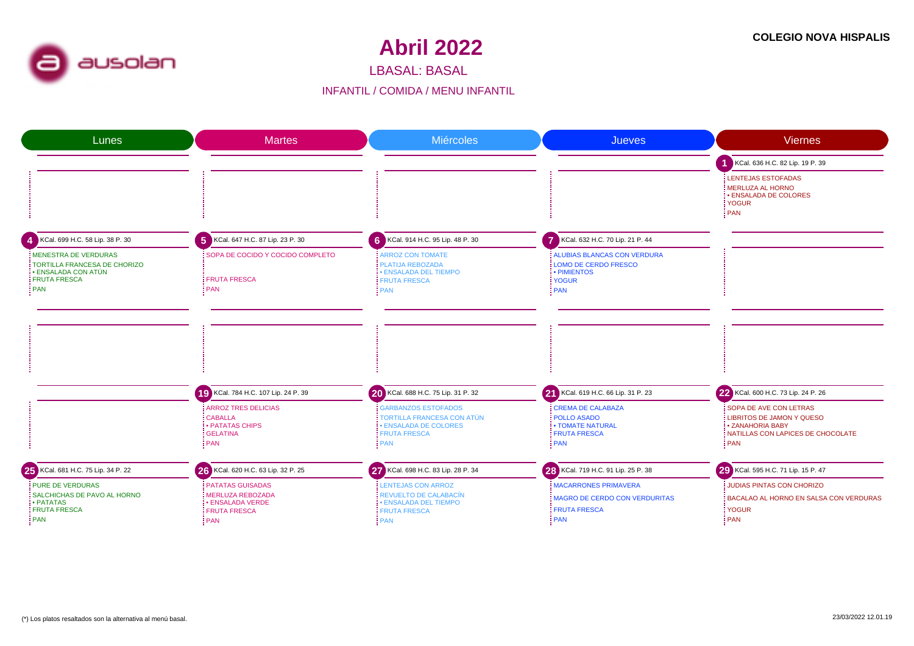**COLEGIO NOVA HISPALIS**

# Abril 2022

## LBASAL: BASAL

### INFANTIL / COMIDA / MENU INFANTIL

| Lunes | Martes | Miércoles | Jueves | Viernes |
|---|---|---|---|---|
| | | | | **1** KCal. 636 H.C. 82 Lip. 19 P. 39<br>LENTEJAS ESTOFADAS<br>MERLUZA AL HORNO<br>• ENSALADA DE COLORES<br>YOGUR<br>PAN |
| **4** KCal. 699 H.C. 58 Lip. 38 P. 30<br>MENESTRA DE VERDURAS<br>TORTILLA FRANCESA DE CHORIZO<br>• ENSALADA CON ATÚN<br>FRUTA FRESCA<br>PAN | **5** KCal. 647 H.C. 87 Lip. 23 P. 30<br>SOPA DE COCIDO Y COCIDO COMPLETO<br>FRUTA FRESCA<br>PAN | **6** KCal. 914 H.C. 95 Lip. 48 P. 30<br>ARROZ CON TOMATE<br>PLATIJA REBOZADA<br>• ENSALADA DEL TIEMPO<br>FRUTA FRESCA<br>PAN | **7** KCal. 632 H.C. 70 Lip. 21 P. 44<br>ALUBIAS BLANCAS CON VERDURA<br>LOMO DE CERDO FRESCO<br>• PIMIENTOS<br>YOGUR<br>PAN | |
| | | | | |
| | **19** KCal. 784 H.C. 107 Lip. 24 P. 39<br>ARROZ TRES DELICIAS<br>CABALLA<br>• PATATAS CHIPS<br>GELATINA<br>PAN | **20** KCal. 688 H.C. 75 Lip. 31 P. 32<br>GARBANZOS ESTOFADOS<br>TORTILLA FRANCESA CON ATÚN<br>• ENSALADA DE COLORES<br>FRUTA FRESCA<br>PAN | **21** KCal. 619 H.C. 66 Lip. 31 P. 23<br>CREMA DE CALABAZA<br>POLLO ASADO<br>• TOMATE NATURAL<br>FRUTA FRESCA<br>PAN | **22** KCal. 600 H.C. 73 Lip. 24 P. 26<br>SOPA DE AVE CON LETRAS<br>LIBRITOS DE JAMON Y QUESO<br>• ZANAHORIA BABY<br>NATILLAS CON LAPICES DE CHOCOLATE<br>PAN |
| **25** KCal. 681 H.C. 75 Lip. 34 P. 22<br>PURE DE VERDURAS<br>SALCHICHAS DE PAVO AL HORNO<br>• PATATAS<br>FRUTA FRESCA<br>PAN | **26** KCal. 620 H.C. 63 Lip. 32 P. 25<br>PATATAS GUISADAS<br>MERLUZA REBOZADA<br>• ENSALADA VERDE<br>FRUTA FRESCA<br>PAN | **27** KCal. 698 H.C. 83 Lip. 28 P. 34<br>LENTEJAS CON ARROZ<br>REVUELTO DE CALABACÍN<br>• ENSALADA DEL TIEMPO<br>FRUTA FRESCA<br>PAN | **28** KCal. 719 H.C. 91 Lip. 25 P. 38<br>MACARRONES PRIMAVERA<br>MAGRO DE CERDO CON VERDURITAS<br>FRUTA FRESCA<br>PAN | **29** KCal. 595 H.C. 71 Lip. 15 P. 47<br>JUDIAS PINTAS CON CHORIZO<br>BACALAO AL HORNO EN SALSA CON VERDURAS<br>YOGUR<br>PAN |

(*) Los platos resaltados son la alternativa al menú basal.

23/03/2022 12.01.19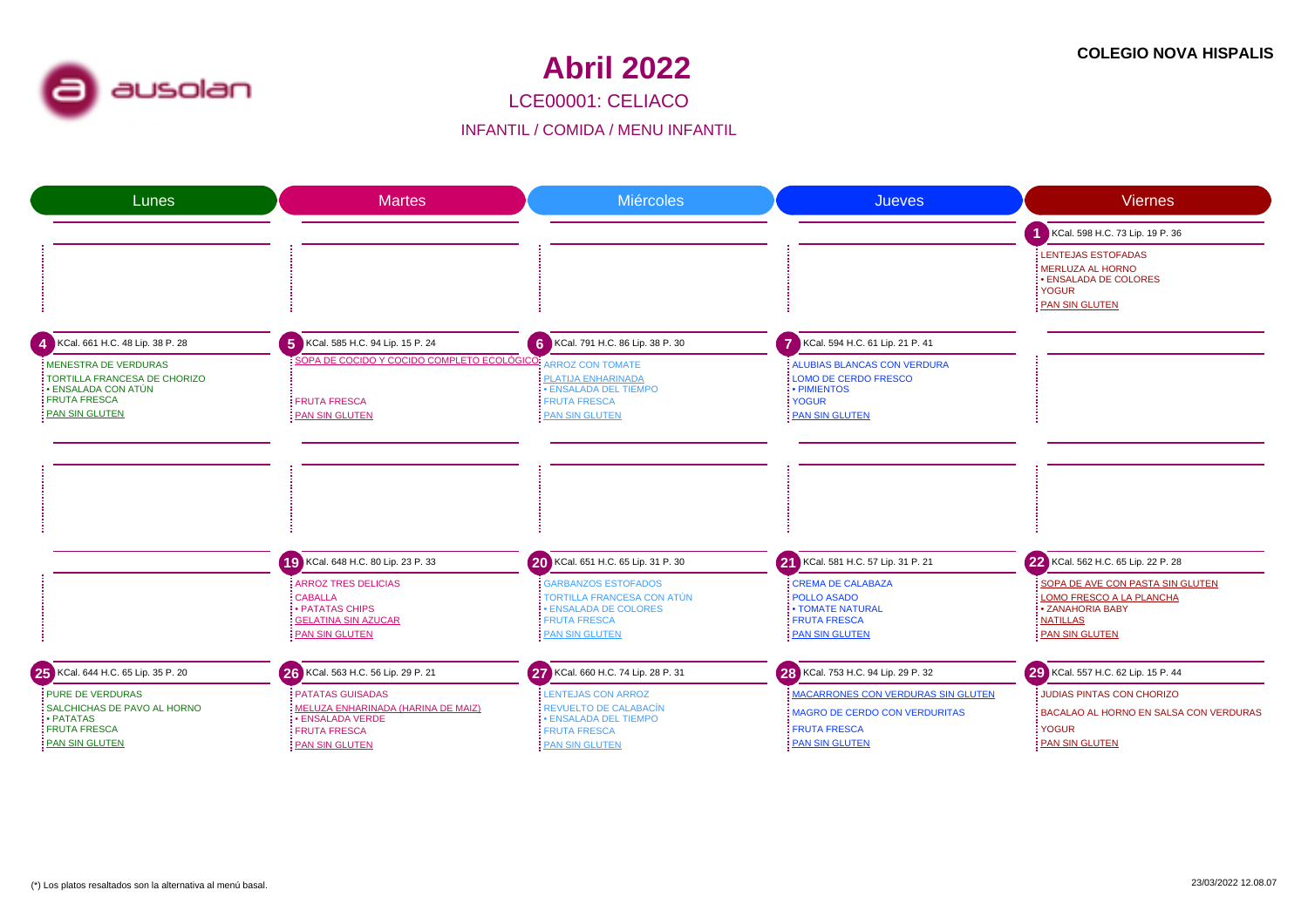**COLEGIO NOVA HISPALIS**

# Abril 2022

## LCE00001: CELIACO

### INFANTIL / COMIDA / MENU INFANTIL

| Lunes | Martes | Miércoles | Jueves | Viernes |
|---|---|---|---|---|
| | | | | **1** KCal. 598 H.C. 73 Lip. 19 P. 36<br>LENTEJAS ESTOFADAS<br>MERLUZA AL HORNO<br>• ENSALADA DE COLORES<br>YOGUR<br>PAN SIN GLUTEN |
| **4** KCal. 661 H.C. 48 Lip. 38 P. 28<br>MENESTRA DE VERDURAS<br>TORTILLA FRANCESA DE CHORIZO<br>• ENSALADA CON ATÚN<br>FRUTA FRESCA<br>PAN SIN GLUTEN | **5** KCal. 585 H.C. 94 Lip. 15 P. 24<br>SOPA DE COCIDO Y COCIDO COMPLETO ECOLÓGICO<br>FRUTA FRESCA<br>PAN SIN GLUTEN | **6** KCal. 791 H.C. 86 Lip. 38 P. 30<br>ARROZ CON TOMATE<br>PLATIJA ENHARINADA<br>• ENSALADA DEL TIEMPO<br>FRUTA FRESCA<br>PAN SIN GLUTEN | **7** KCal. 594 H.C. 61 Lip. 21 P. 41<br>ALUBIAS BLANCAS CON VERDURA<br>LOMO DE CERDO FRESCO<br>• PIMIENTOS<br>YOGUR<br>PAN SIN GLUTEN | |
| | | | | |
| | **19** KCal. 648 H.C. 80 Lip. 23 P. 33<br>ARROZ TRES DELICIAS<br>CABALLA<br>• PATATAS CHIPS<br>GELATINA SIN AZUCAR<br>PAN SIN GLUTEN | **20** KCal. 651 H.C. 65 Lip. 31 P. 30<br>GARBANZOS ESTOFADOS<br>TORTILLA FRANCESA CON ATÚN<br>• ENSALADA DE COLORES<br>FRUTA FRESCA<br>PAN SIN GLUTEN | **21** KCal. 581 H.C. 57 Lip. 31 P. 21<br>CREMA DE CALABAZA<br>POLLO ASADO<br>• TOMATE NATURAL<br>FRUTA FRESCA<br>PAN SIN GLUTEN | **22** KCal. 562 H.C. 65 Lip. 22 P. 28<br>SOPA DE AVE CON PASTA SIN GLUTEN<br>LOMO FRESCO A LA PLANCHA<br>• ZANAHORIA BABY<br>NATILLAS<br>PAN SIN GLUTEN |
| **25** KCal. 644 H.C. 65 Lip. 35 P. 20<br>PURE DE VERDURAS<br>SALCHICHAS DE PAVO AL HORNO<br>• PATATAS<br>FRUTA FRESCA<br>PAN SIN GLUTEN | **26** KCal. 563 H.C. 56 Lip. 29 P. 21<br>PATATAS GUISADAS<br>MELUZA ENHARINADA (HARINA DE MAIZ)<br>• ENSALADA VERDE<br>FRUTA FRESCA<br>PAN SIN GLUTEN | **27** KCal. 660 H.C. 74 Lip. 28 P. 31<br>LENTEJAS CON ARROZ<br>REVUELTO DE CALABACÍN<br>• ENSALADA DEL TIEMPO<br>FRUTA FRESCA<br>PAN SIN GLUTEN | **28** KCal. 753 H.C. 94 Lip. 29 P. 32<br>MACARRONES CON VERDURAS SIN GLUTEN<br>MAGRO DE CERDO CON VERDURITAS<br>FRUTA FRESCA<br>PAN SIN GLUTEN | **29** KCal. 557 H.C. 62 Lip. 15 P. 44<br>JUDIAS PINTAS CON CHORIZO<br>BACALAO AL HORNO EN SALSA CON VERDURAS<br>YOGUR<br>PAN SIN GLUTEN |

(*) Los platos resaltados son la alternativa al menú basal.

23/03/2022 12.08.07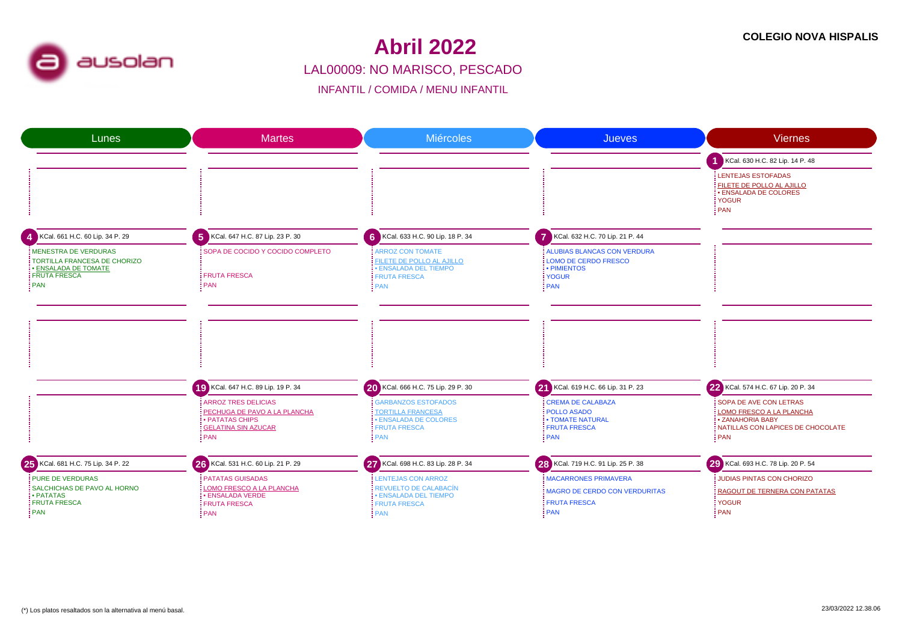# Abril 2022

**COLEGIO NOVA HISPALIS**

## LAL00009: NO MARISCO, PESCADO

INFANTIL / COMIDA / MENU INFANTIL

| Lunes | Martes | Miércoles | Jueves | Viernes |
|---|---|---|---|---|
| | | | | **1** KCal. 630 H.C. 82 Lip. 14 P. 48<br>LENTEJAS ESTOFADAS<br>FILETE DE POLLO AL AJILLO<br>• ENSALADA DE COLORES<br>YOGUR<br>PAN |
| **4** KCal. 661 H.C. 60 Lip. 34 P. 29<br>MENESTRA DE VERDURAS<br>TORTILLA FRANCESA DE CHORIZO<br>• ENSALADA DE TOMATE<br>FRUTA FRESCA<br>PAN | **5** KCal. 647 H.C. 87 Lip. 23 P. 30<br>SOPA DE COCIDO Y COCIDO COMPLETO<br>FRUTA FRESCA<br>PAN | **6** KCal. 633 H.C. 90 Lip. 18 P. 34<br>ARROZ CON TOMATE<br>FILETE DE POLLO AL AJILLO<br>• ENSALADA DEL TIEMPO<br>FRUTA FRESCA<br>PAN | **7** KCal. 632 H.C. 70 Lip. 21 P. 44<br>ALUBIAS BLANCAS CON VERDURA<br>LOMO DE CERDO FRESCO<br>• PIMIENTOS<br>YOGUR<br>PAN | |
| | | | | |
| | **19** KCal. 647 H.C. 89 Lip. 19 P. 34<br>ARROZ TRES DELICIAS<br>PECHUGA DE PAVO A LA PLANCHA<br>• PATATAS CHIPS<br>GELATINA SIN AZUCAR<br>PAN | **20** KCal. 666 H.C. 75 Lip. 29 P. 30<br>GARBANZOS ESTOFADOS<br>TORTILLA FRANCESA<br>• ENSALADA DE COLORES<br>FRUTA FRESCA<br>PAN | **21** KCal. 619 H.C. 66 Lip. 31 P. 23<br>CREMA DE CALABAZA<br>POLLO ASADO<br>• TOMATE NATURAL<br>FRUTA FRESCA<br>PAN | **22** KCal. 574 H.C. 67 Lip. 20 P. 34<br>SOPA DE AVE CON LETRAS<br>LOMO FRESCO A LA PLANCHA<br>• ZANAHORIA BABY<br>NATILLAS CON LAPICES DE CHOCOLATE<br>PAN |
| **25** KCal. 681 H.C. 75 Lip. 34 P. 22<br>PURE DE VERDURAS<br>SALCHICHAS DE PAVO AL HORNO<br>• PATATAS<br>FRUTA FRESCA<br>PAN | **26** KCal. 531 H.C. 60 Lip. 21 P. 29<br>PATATAS GUISADAS<br>LOMO FRESCO A LA PLANCHA<br>• ENSALADA VERDE<br>FRUTA FRESCA<br>PAN | **27** KCal. 698 H.C. 83 Lip. 28 P. 34<br>LENTEJAS CON ARROZ<br>REVUELTO DE CALABACÍN<br>• ENSALADA DEL TIEMPO<br>FRUTA FRESCA<br>PAN | **28** KCal. 719 H.C. 91 Lip. 25 P. 38<br>MACARRONES PRIMAVERA<br>MAGRO DE CERDO CON VERDURITAS<br>FRUTA FRESCA<br>PAN | **29** KCal. 693 H.C. 78 Lip. 20 P. 54<br>JUDIAS PINTAS CON CHORIZO<br>RAGOUT DE TERNERA CON PATATAS<br>YOGUR<br>PAN |

(*) Los platos resaltados son la alternativa al menú basal.

23/03/2022 12.38.06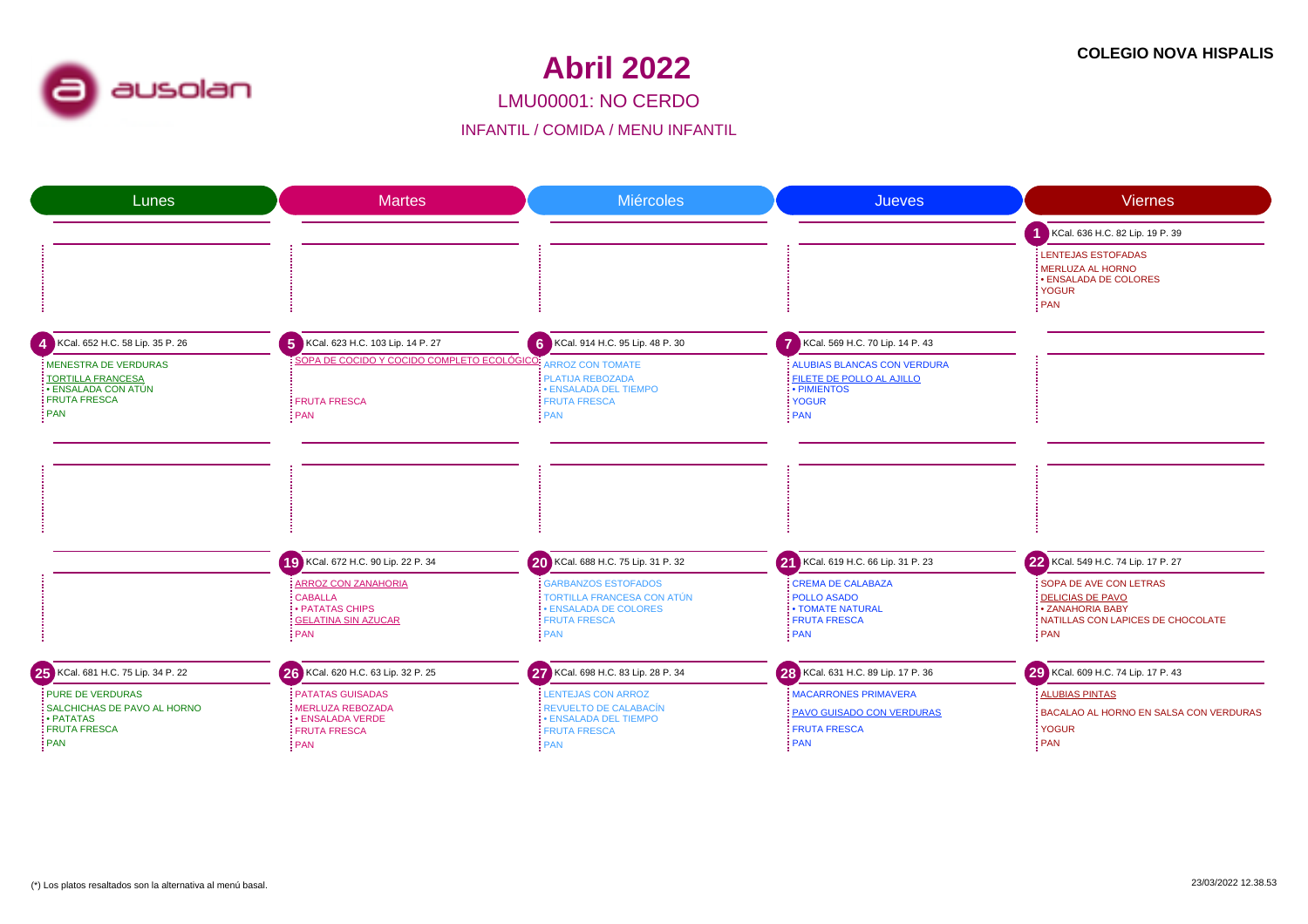**COLEGIO NOVA HISPALIS**

# Abril 2022

## LMU00001: NO CERDO

### INFANTIL / COMIDA / MENU INFANTIL

| Lunes | Martes | Miércoles | Jueves | Viernes |
|---|---|---|---|---|
| | | | | **1** KCal. 636 H.C. 82 Lip. 19 P. 39<br>LENTEJAS ESTOFADAS<br>MERLUZA AL HORNO<br>• ENSALADA DE COLORES<br>YOGUR<br>PAN |
| **4** KCal. 652 H.C. 58 Lip. 35 P. 26<br>MENESTRA DE VERDURAS<br>TORTILLA FRANCESA<br>• ENSALADA CON ATÚN<br>FRUTA FRESCA<br>PAN | **5** KCal. 623 H.C. 103 Lip. 14 P. 27<br>SOPA DE COCIDO Y COCIDO COMPLETO ECOLÓGICO<br>FRUTA FRESCA<br>PAN | **6** KCal. 914 H.C. 95 Lip. 48 P. 30<br>ARROZ CON TOMATE<br>PLATIJA REBOZADA<br>• ENSALADA DEL TIEMPO<br>FRUTA FRESCA<br>PAN | **7** KCal. 569 H.C. 70 Lip. 14 P. 43<br>ALUBIAS BLANCAS CON VERDURA<br>FILETE DE POLLO AL AJILLO<br>• PIMIENTOS<br>YOGUR<br>PAN | |
| | | | | |
| | **19** KCal. 672 H.C. 90 Lip. 22 P. 34<br>ARROZ CON ZANAHORIA<br>CABALLA<br>• PATATAS CHIPS<br>GELATINA SIN AZUCAR<br>PAN | **20** KCal. 688 H.C. 75 Lip. 31 P. 32<br>GARBANZOS ESTOFADOS<br>TORTILLA FRANCESA CON ATÚN<br>• ENSALADA DE COLORES<br>FRUTA FRESCA<br>PAN | **21** KCal. 619 H.C. 66 Lip. 31 P. 23<br>CREMA DE CALABAZA<br>POLLO ASADO<br>• TOMATE NATURAL<br>FRUTA FRESCA<br>PAN | **22** KCal. 549 H.C. 74 Lip. 17 P. 27<br>SOPA DE AVE CON LETRAS<br>DELICIAS DE PAVO<br>• ZANAHORIA BABY<br>NATILLAS CON LAPICES DE CHOCOLATE<br>PAN |
| **25** KCal. 681 H.C. 75 Lip. 34 P. 22<br>PURE DE VERDURAS<br>SALCHICHAS DE PAVO AL HORNO<br>• PATATAS<br>FRUTA FRESCA<br>PAN | **26** KCal. 620 H.C. 63 Lip. 32 P. 25<br>PATATAS GUISADAS<br>MERLUZA REBOZADA<br>• ENSALADA VERDE<br>FRUTA FRESCA<br>PAN | **27** KCal. 698 H.C. 83 Lip. 28 P. 34<br>LENTEJAS CON ARROZ<br>REVUELTO DE CALABACÍN<br>• ENSALADA DEL TIEMPO<br>FRUTA FRESCA<br>PAN | **28** KCal. 631 H.C. 89 Lip. 17 P. 36<br>MACARRONES PRIMAVERA<br>PAVO GUISADO CON VERDURAS<br>FRUTA FRESCA<br>PAN | **29** KCal. 609 H.C. 74 Lip. 17 P. 43<br>ALUBIAS PINTAS<br>BACALAO AL HORNO EN SALSA CON VERDURAS<br>YOGUR<br>PAN |

(*) Los platos resaltados son la alternativa al menú basal.

23/03/2022 12.38.53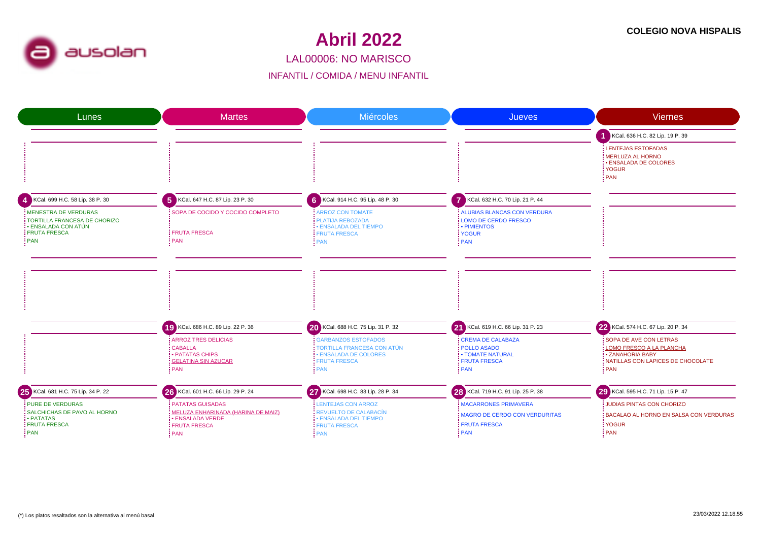# Abril 2022

**COLEGIO NOVA HISPALIS**

## LAL00006: NO MARISCO

### INFANTIL / COMIDA / MENU INFANTIL

| Lunes | Martes | Miércoles | Jueves | Viernes |
|---|---|---|---|---|
| | | | | **1** KCal. 636 H.C. 82 Lip. 19 P. 39<br>LENTEJAS ESTOFADAS<br>MERLUZA AL HORNO<br>• ENSALADA DE COLORES<br>YOGUR<br>PAN |
| **4** KCal. 699 H.C. 58 Lip. 38 P. 30<br>MENESTRA DE VERDURAS<br>TORTILLA FRANCESA DE CHORIZO<br>• ENSALADA CON ATÚN<br>FRUTA FRESCA<br>PAN | **5** KCal. 647 H.C. 87 Lip. 23 P. 30<br>SOPA DE COCIDO Y COCIDO COMPLETO<br>FRUTA FRESCA<br>PAN | **6** KCal. 914 H.C. 95 Lip. 48 P. 30<br>ARROZ CON TOMATE<br>PLATIJA REBOZADA<br>• ENSALADA DEL TIEMPO<br>FRUTA FRESCA<br>PAN | **7** KCal. 632 H.C. 70 Lip. 21 P. 44<br>ALUBIAS BLANCAS CON VERDURA<br>LOMO DE CERDO FRESCO<br>• PIMIENTOS<br>YOGUR<br>PAN | |
| | | | | |
| | **19** KCal. 686 H.C. 89 Lip. 22 P. 36<br>ARROZ TRES DELICIAS<br>CABALLA<br>• PATATAS CHIPS<br>GELATINA SIN AZUCAR<br>PAN | **20** KCal. 688 H.C. 75 Lip. 31 P. 32<br>GARBANZOS ESTOFADOS<br>TORTILLA FRANCESA CON ATÚN<br>• ENSALADA DE COLORES<br>FRUTA FRESCA<br>PAN | **21** KCal. 619 H.C. 66 Lip. 31 P. 23<br>CREMA DE CALABAZA<br>POLLO ASADO<br>• TOMATE NATURAL<br>FRUTA FRESCA<br>PAN | **22** KCal. 574 H.C. 67 Lip. 20 P. 34<br>SOPA DE AVE CON LETRAS<br>LOMO FRESCO A LA PLANCHA<br>• ZANAHORIA BABY<br>NATILLAS CON LAPICES DE CHOCOLATE<br>PAN |
| **25** KCal. 681 H.C. 75 Lip. 34 P. 22<br>PURE DE VERDURAS<br>SALCHICHAS DE PAVO AL HORNO<br>• PATATAS<br>FRUTA FRESCA<br>PAN | **26** KCal. 601 H.C. 66 Lip. 29 P. 24<br>PATATAS GUISADAS<br>MELUZA ENHARINADA (HARINA DE MAIZ)<br>• ENSALADA VERDE<br>FRUTA FRESCA<br>PAN | **27** KCal. 698 H.C. 83 Lip. 28 P. 34<br>LENTEJAS CON ARROZ<br>REVUELTO DE CALABACÍN<br>• ENSALADA DEL TIEMPO<br>FRUTA FRESCA<br>PAN | **28** KCal. 719 H.C. 91 Lip. 25 P. 38<br>MACARRONES PRIMAVERA<br>MAGRO DE CERDO CON VERDURITAS<br>FRUTA FRESCA<br>PAN | **29** KCal. 595 H.C. 71 Lip. 15 P. 47<br>JUDIAS PINTAS CON CHORIZO<br>BACALAO AL HORNO EN SALSA CON VERDURAS<br>YOGUR<br>PAN |

(*) Los platos resaltados son la alternativa al menú basal.

23/03/2022 12.18.55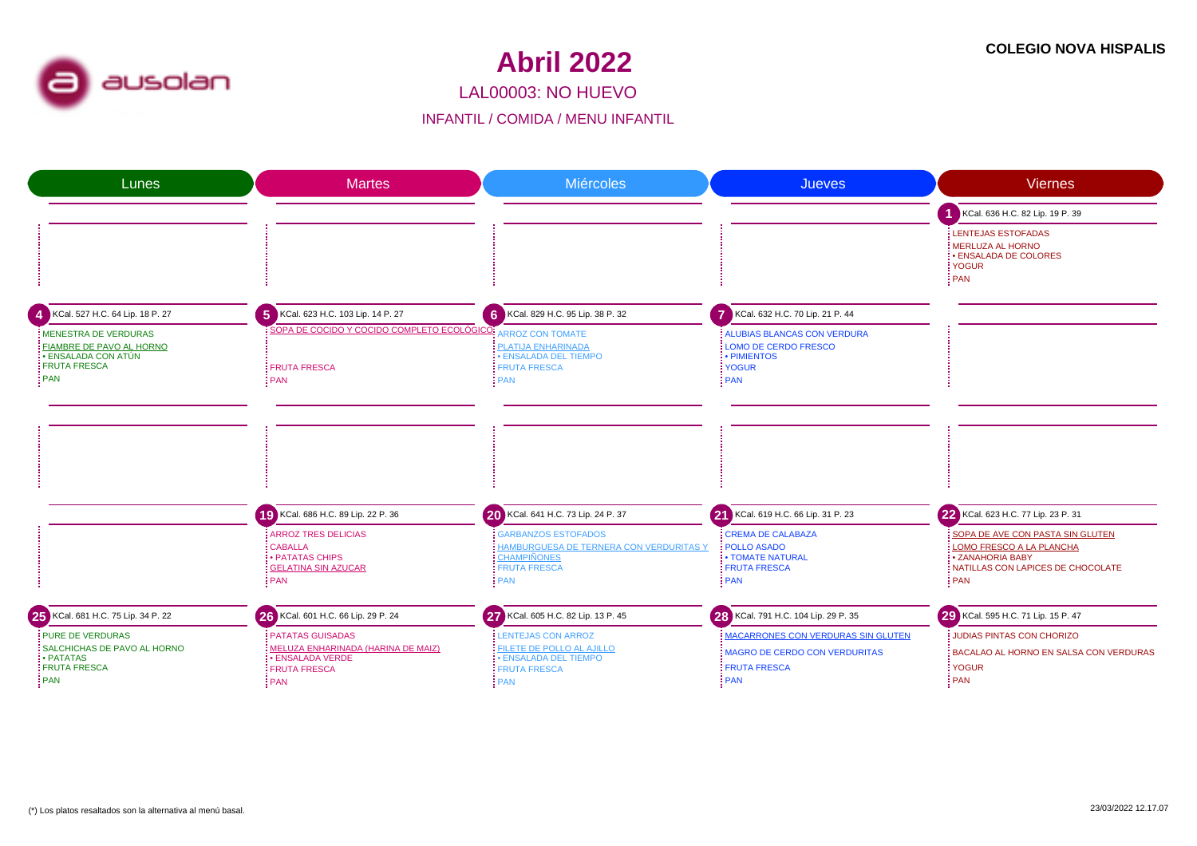**COLEGIO NOVA HISPALIS**

# Abril 2022

## LAL00003: NO HUEVO

### INFANTIL / COMIDA / MENU INFANTIL

| Lunes | Martes | Miércoles | Jueves | Viernes |
|---|---|---|---|---|
| | | | | **1** KCal. 636 H.C. 82 Lip. 19 P. 39<br>LENTEJAS ESTOFADAS<br>MERLUZA AL HORNO<br>• ENSALADA DE COLORES<br>YOGUR<br>PAN |
| **4** KCal. 527 H.C. 64 Lip. 18 P. 27<br>MENESTRA DE VERDURAS<br>FIAMBRE DE PAVO AL HORNO<br>• ENSALADA CON ATÚN<br>FRUTA FRESCA<br>PAN | **5** KCal. 623 H.C. 103 Lip. 14 P. 27<br>SOPA DE COCIDO Y COCIDO COMPLETO ECOLÓGICO<br>FRUTA FRESCA<br>PAN | **6** KCal. 829 H.C. 95 Lip. 38 P. 32<br>ARROZ CON TOMATE<br>PLATIJA ENHARINADA<br>• ENSALADA DEL TIEMPO<br>FRUTA FRESCA<br>PAN | **7** KCal. 632 H.C. 70 Lip. 21 P. 44<br>ALUBIAS BLANCAS CON VERDURA<br>LOMO DE CERDO FRESCO<br>• PIMIENTOS<br>YOGUR<br>PAN | |
| | | | | |
| | **19** KCal. 686 H.C. 89 Lip. 22 P. 36<br>ARROZ TRES DELICIAS<br>CABALLA<br>• PATATAS CHIPS<br>GELATINA SIN AZUCAR<br>PAN | **20** KCal. 641 H.C. 73 Lip. 24 P. 37<br>GARBANZOS ESTOFADOS<br>HAMBURGUESA DE TERNERA CON VERDURITAS Y CHAMPIÑONES<br>FRUTA FRESCA<br>PAN | **21** KCal. 619 H.C. 66 Lip. 31 P. 23<br>CREMA DE CALABAZA<br>POLLO ASADO<br>• TOMATE NATURAL<br>FRUTA FRESCA<br>PAN | **22** KCal. 623 H.C. 77 Lip. 23 P. 31<br>SOPA DE AVE CON PASTA SIN GLUTEN<br>LOMO FRESCO A LA PLANCHA<br>• ZANAHORIA BABY<br>NATILLAS CON LAPICES DE CHOCOLATE<br>PAN |
| **25** KCal. 681 H.C. 75 Lip. 34 P. 22<br>PURE DE VERDURAS<br>SALCHICHAS DE PAVO AL HORNO<br>• PATATAS<br>FRUTA FRESCA<br>PAN | **26** KCal. 601 H.C. 66 Lip. 29 P. 24<br>PATATAS GUISADAS<br>MELUZA ENHARINADA (HARINA DE MAIZ)<br>• ENSALADA VERDE<br>FRUTA FRESCA<br>PAN | **27** KCal. 605 H.C. 82 Lip. 13 P. 45<br>LENTEJAS CON ARROZ<br>FILETE DE POLLO AL AJILLO<br>• ENSALADA DEL TIEMPO<br>FRUTA FRESCA<br>PAN | **28** KCal. 791 H.C. 104 Lip. 29 P. 35<br>MACARRONES CON VERDURAS SIN GLUTEN<br>MAGRO DE CERDO CON VERDURITAS<br>FRUTA FRESCA<br>PAN | **29** KCal. 595 H.C. 71 Lip. 15 P. 47<br>JUDIAS PINTAS CON CHORIZO<br>BACALAO AL HORNO EN SALSA CON VERDURAS<br>YOGUR<br>PAN |

(*) Los platos resaltados son la alternativa al menú basal.

23/03/2022 12.17.07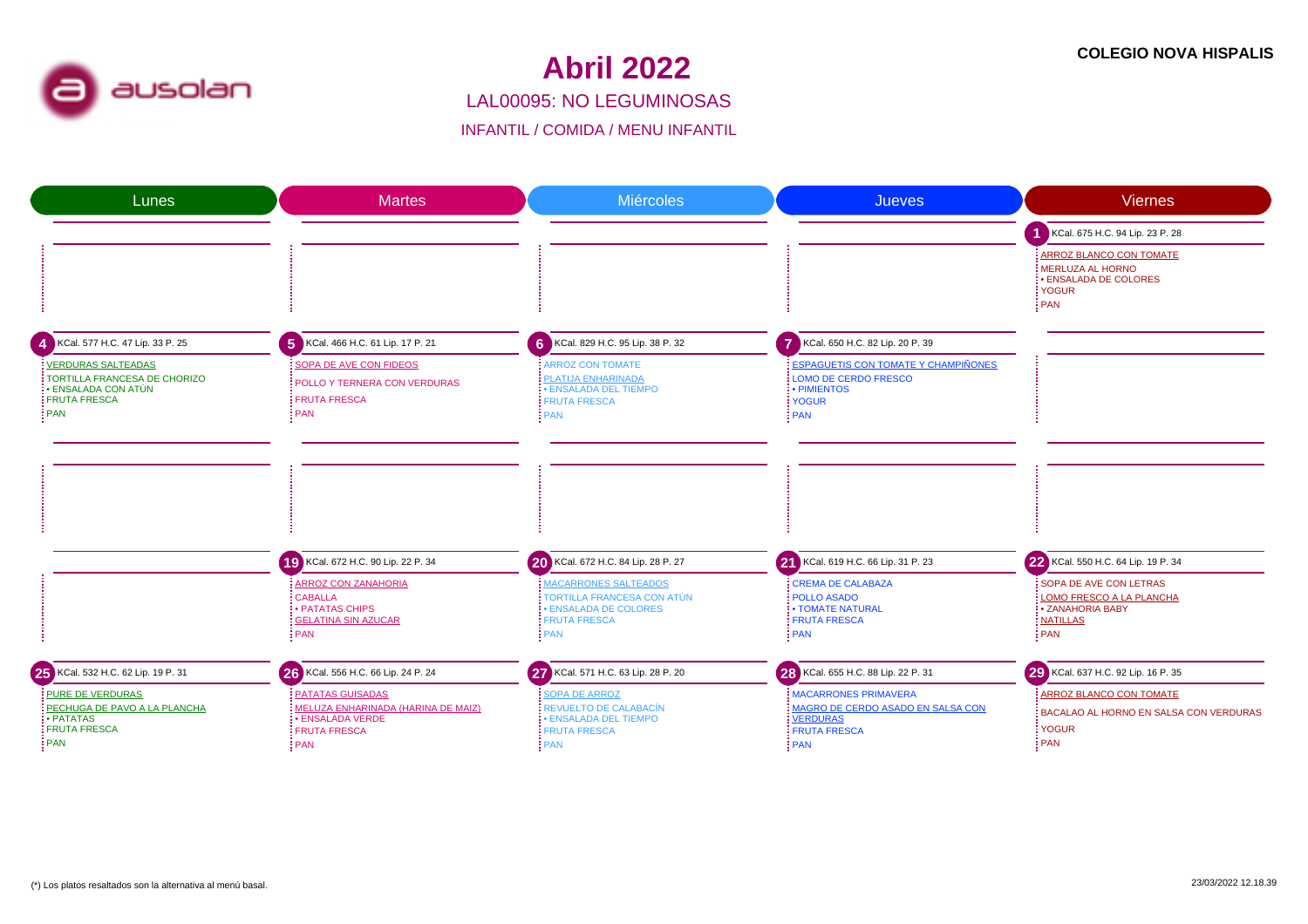**COLEGIO NOVA HISPALIS**

# Abril 2022

## LAL00095: NO LEGUMINOSAS

### INFANTIL / COMIDA / MENU INFANTIL

| Lunes | Martes | Miércoles | Jueves | Viernes |
|---|---|---|---|---|
| | | | | **1** KCal. 675 H.C. 94 Lip. 23 P. 28<br>ARROZ BLANCO CON TOMATE<br>MERLUZA AL HORNO<br>• ENSALADA DE COLORES<br>YOGUR<br>PAN |
| **4** KCal. 577 H.C. 47 Lip. 33 P. 25<br>VERDURAS SALTEADAS<br>TORTILLA FRANCESA DE CHORIZO<br>• ENSALADA CON ATÚN<br>FRUTA FRESCA<br>PAN | **5** KCal. 466 H.C. 61 Lip. 17 P. 21<br>SOPA DE AVE CON FIDEOS<br>POLLO Y TERNERA CON VERDURAS<br>FRUTA FRESCA<br>PAN | **6** KCal. 829 H.C. 95 Lip. 38 P. 32<br>ARROZ CON TOMATE<br>PLATIJA ENHARINADA<br>• ENSALADA DEL TIEMPO<br>FRUTA FRESCA<br>PAN | **7** KCal. 650 H.C. 82 Lip. 20 P. 39<br>ESPAGUETIS CON TOMATE Y CHAMPIÑONES<br>LOMO DE CERDO FRESCO<br>• PIMIENTOS<br>YOGUR<br>PAN | |
| | | | | |
| | **19** KCal. 672 H.C. 90 Lip. 22 P. 34<br>ARROZ CON ZANAHORIA<br>CABALLA<br>• PATATAS CHIPS<br>GELATINA SIN AZUCAR<br>PAN | **20** KCal. 672 H.C. 84 Lip. 28 P. 27<br>MACARRONES SALTEADOS<br>TORTILLA FRANCESA CON ATÚN<br>• ENSALADA DE COLORES<br>FRUTA FRESCA<br>PAN | **21** KCal. 619 H.C. 66 Lip. 31 P. 23<br>CREMA DE CALABAZA<br>POLLO ASADO<br>• TOMATE NATURAL<br>FRUTA FRESCA<br>PAN | **22** KCal. 550 H.C. 64 Lip. 19 P. 34<br>SOPA DE AVE CON LETRAS<br>LOMO FRESCO A LA PLANCHA<br>• ZANAHORIA BABY<br>NATILLAS<br>PAN |
| **25** KCal. 532 H.C. 62 Lip. 19 P. 31<br>PURE DE VERDURAS<br>PECHUGA DE PAVO A LA PLANCHA<br>• PATATAS<br>FRUTA FRESCA<br>PAN | **26** KCal. 556 H.C. 66 Lip. 24 P. 24<br>PATATAS GUISADAS<br>MELUZA ENHARINADA (HARINA DE MAIZ)<br>• ENSALADA VERDE<br>FRUTA FRESCA<br>PAN | **27** KCal. 571 H.C. 63 Lip. 28 P. 20<br>SOPA DE ARROZ<br>REVUELTO DE CALABACÍN<br>• ENSALADA DEL TIEMPO<br>FRUTA FRESCA<br>PAN | **28** KCal. 655 H.C. 88 Lip. 22 P. 31<br>MACARRONES PRIMAVERA<br>MAGRO DE CERDO ASADO EN SALSA CON VERDURAS<br>FRUTA FRESCA<br>PAN | **29** KCal. 637 H.C. 92 Lip. 16 P. 35<br>ARROZ BLANCO CON TOMATE<br>BACALAO AL HORNO EN SALSA CON VERDURAS<br>YOGUR<br>PAN |

(*) Los platos resaltados son la alternativa al menú basal.

23/03/2022 12.18.39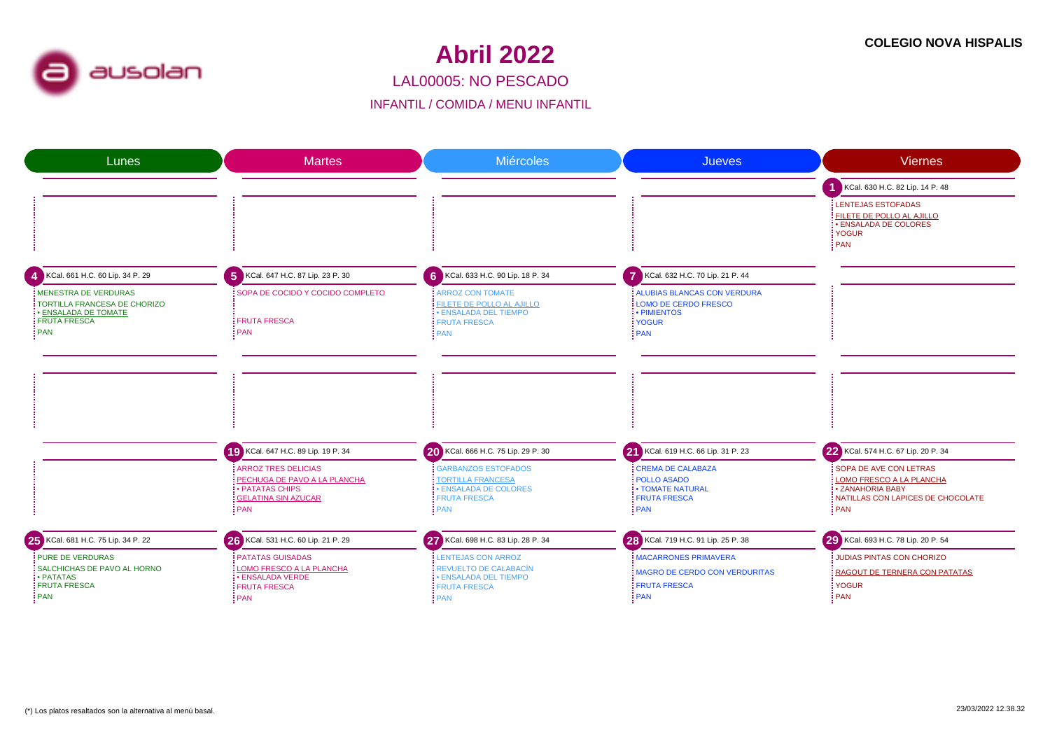**COLEGIO NOVA HISPALIS**

ausolan

# Abril 2022

## LAL00005: NO PESCADO

### INFANTIL / COMIDA / MENU INFANTIL

| Lunes | Martes | Miércoles | Jueves | Viernes |
|---|---|---|---|---|
| | | | | **1** KCal. 630 H.C. 82 Lip. 14 P. 48<br>LENTEJAS ESTOFADAS<br>FILETE DE POLLO AL AJILLO<br>• ENSALADA DE COLORES<br>YOGUR<br>PAN |
| **4** KCal. 661 H.C. 60 Lip. 34 P. 29<br>MENESTRA DE VERDURAS<br>TORTILLA FRANCESA DE CHORIZO<br>• ENSALADA DE TOMATE<br>FRUTA FRESCA<br>PAN | **5** KCal. 647 H.C. 87 Lip. 23 P. 30<br>SOPA DE COCIDO Y COCIDO COMPLETO<br>FRUTA FRESCA<br>PAN | **6** KCal. 633 H.C. 90 Lip. 18 P. 34<br>ARROZ CON TOMATE<br>FILETE DE POLLO AL AJILLO<br>• ENSALADA DEL TIEMPO<br>FRUTA FRESCA<br>PAN | **7** KCal. 632 H.C. 70 Lip. 21 P. 44<br>ALUBIAS BLANCAS CON VERDURA<br>LOMO DE CERDO FRESCO<br>• PIMIENTOS<br>YOGUR<br>PAN | |
| | | | | |
| | **19** KCal. 647 H.C. 89 Lip. 19 P. 34<br>ARROZ TRES DELICIAS<br>PECHUGA DE PAVO A LA PLANCHA<br>• PATATAS CHIPS<br>GELATINA SIN AZUCAR<br>PAN | **20** KCal. 666 H.C. 75 Lip. 29 P. 30<br>GARBANZOS ESTOFADOS<br>TORTILLA FRANCESA<br>• ENSALADA DE COLORES<br>FRUTA FRESCA<br>PAN | **21** KCal. 619 H.C. 66 Lip. 31 P. 23<br>CREMA DE CALABAZA<br>POLLO ASADO<br>• TOMATE NATURAL<br>FRUTA FRESCA<br>PAN | **22** KCal. 574 H.C. 67 Lip. 20 P. 34<br>SOPA DE AVE CON LETRAS<br>LOMO FRESCO A LA PLANCHA<br>• ZANAHORIA BABY<br>NATILLAS CON LAPICES DE CHOCOLATE<br>PAN |
| **25** KCal. 681 H.C. 75 Lip. 34 P. 22<br>PURE DE VERDURAS<br>SALCHICHAS DE PAVO AL HORNO<br>• PATATAS<br>FRUTA FRESCA<br>PAN | **26** KCal. 531 H.C. 60 Lip. 21 P. 29<br>PATATAS GUISADAS<br>LOMO FRESCO A LA PLANCHA<br>• ENSALADA VERDE<br>FRUTA FRESCA<br>PAN | **27** KCal. 698 H.C. 83 Lip. 28 P. 34<br>LENTEJAS CON ARROZ<br>REVUELTO DE CALABACÍN<br>• ENSALADA DEL TIEMPO<br>FRUTA FRESCA<br>PAN | **28** KCal. 719 H.C. 91 Lip. 25 P. 38<br>MACARRONES PRIMAVERA<br>MAGRO DE CERDO CON VERDURITAS<br>FRUTA FRESCA<br>PAN | **29** KCal. 693 H.C. 78 Lip. 20 P. 54<br>JUDIAS PINTAS CON CHORIZO<br>RAGOUT DE TERNERA CON PATATAS<br>YOGUR<br>PAN |

(*) Los platos resaltados son la alternativa al menú basal.

23/03/2022 12.38.32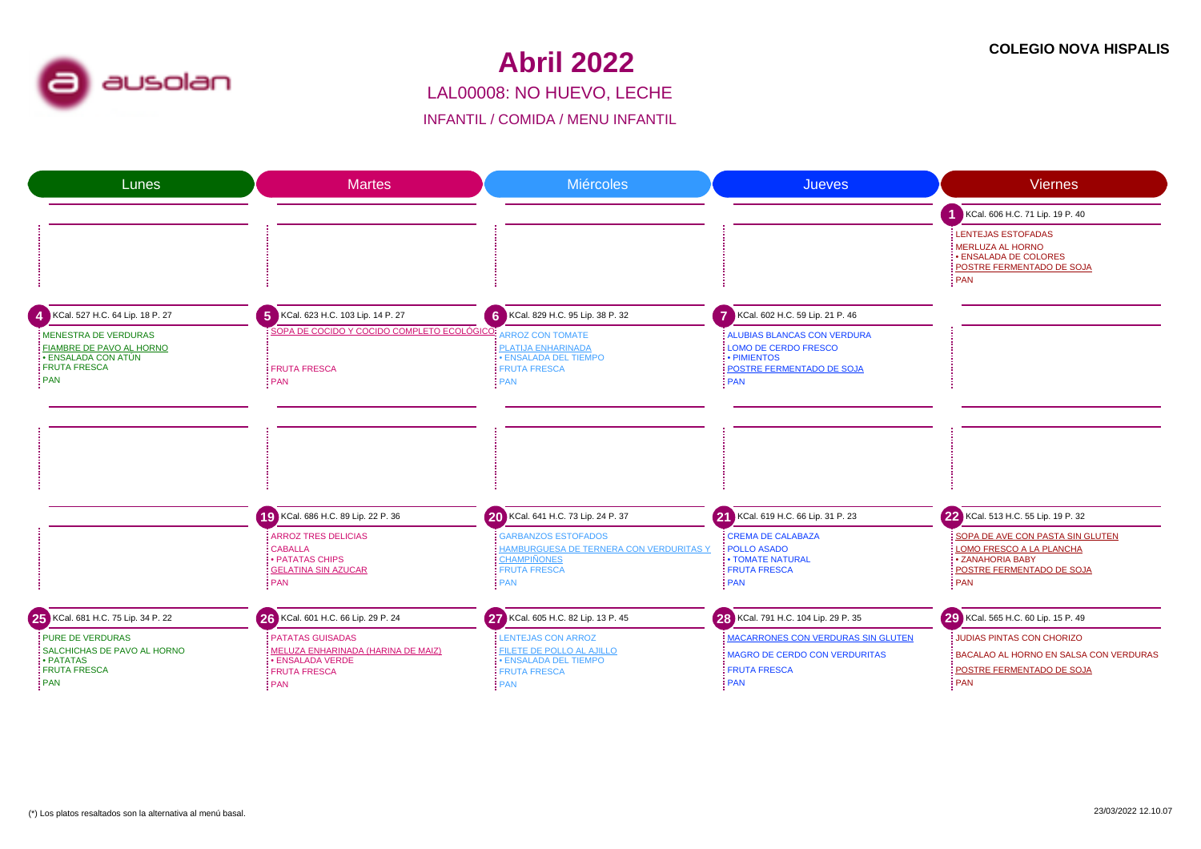**COLEGIO NOVA HISPALIS**

ausolan

# Abril 2022

## LAL00008: NO HUEVO, LECHE

### INFANTIL / COMIDA / MENU INFANTIL

| Lunes | Martes | Miércoles | Jueves | Viernes |
|---|---|---|---|---|
| | | | | **1** KCal. 606 H.C. 71 Lip. 19 P. 40<br>LENTEJAS ESTOFADAS<br>MERLUZA AL HORNO<br>• ENSALADA DE COLORES<br>POSTRE FERMENTADO DE SOJA<br>PAN |
| **4** KCal. 527 H.C. 64 Lip. 18 P. 27<br>MENESTRA DE VERDURAS<br>FIAMBRE DE PAVO AL HORNO<br>• ENSALADA CON ATÚN<br>FRUTA FRESCA<br>PAN | **5** KCal. 623 H.C. 103 Lip. 14 P. 27<br>SOPA DE COCIDO Y COCIDO COMPLETO ECOLÓGICO<br>FRUTA FRESCA<br>PAN | **6** KCal. 829 H.C. 95 Lip. 38 P. 32<br>ARROZ CON TOMATE<br>PLATIJA ENHARINADA<br>• ENSALADA DEL TIEMPO<br>FRUTA FRESCA<br>PAN | **7** KCal. 602 H.C. 59 Lip. 21 P. 46<br>ALUBIAS BLANCAS CON VERDURA<br>LOMO DE CERDO FRESCO<br>• PIMIENTOS<br>POSTRE FERMENTADO DE SOJA<br>PAN | |
| | | | | |
| | **19** KCal. 686 H.C. 89 Lip. 22 P. 36<br>ARROZ TRES DELICIAS<br>CABALLA<br>• PATATAS CHIPS<br>GELATINA SIN AZUCAR<br>PAN | **20** KCal. 641 H.C. 73 Lip. 24 P. 37<br>GARBANZOS ESTOFADOS<br>HAMBURGUESA DE TERNERA CON VERDURITAS Y CHAMPIÑONES<br>FRUTA FRESCA<br>PAN | **21** KCal. 619 H.C. 66 Lip. 31 P. 23<br>CREMA DE CALABAZA<br>POLLO ASADO<br>• TOMATE NATURAL<br>FRUTA FRESCA<br>PAN | **22** KCal. 513 H.C. 55 Lip. 19 P. 32<br>SOPA DE AVE CON PASTA SIN GLUTEN<br>LOMO FRESCO A LA PLANCHA<br>• ZANAHORIA BABY<br>POSTRE FERMENTADO DE SOJA<br>PAN |
| **25** KCal. 681 H.C. 75 Lip. 34 P. 22<br>PURE DE VERDURAS<br>SALCHICHAS DE PAVO AL HORNO<br>• PATATAS<br>FRUTA FRESCA<br>PAN | **26** KCal. 601 H.C. 66 Lip. 29 P. 24<br>PATATAS GUISADAS<br>MELUZA ENHARINADA (HARINA DE MAIZ)<br>• ENSALADA VERDE<br>FRUTA FRESCA<br>PAN | **27** KCal. 605 H.C. 82 Lip. 13 P. 45<br>LENTEJAS CON ARROZ<br>FILETE DE POLLO AL AJILLO<br>• ENSALADA DEL TIEMPO<br>FRUTA FRESCA<br>PAN | **28** KCal. 791 H.C. 104 Lip. 29 P. 35<br>MACARRONES CON VERDURAS SIN GLUTEN<br>MAGRO DE CERDO CON VERDURITAS<br>FRUTA FRESCA<br>PAN | **29** KCal. 565 H.C. 60 Lip. 15 P. 49<br>JUDIAS PINTAS CON CHORIZO<br>BACALAO AL HORNO EN SALSA CON VERDURAS<br>POSTRE FERMENTADO DE SOJA<br>PAN |

(*) Los platos resaltados son la alternativa al menú basal.

23/03/2022 12.10.07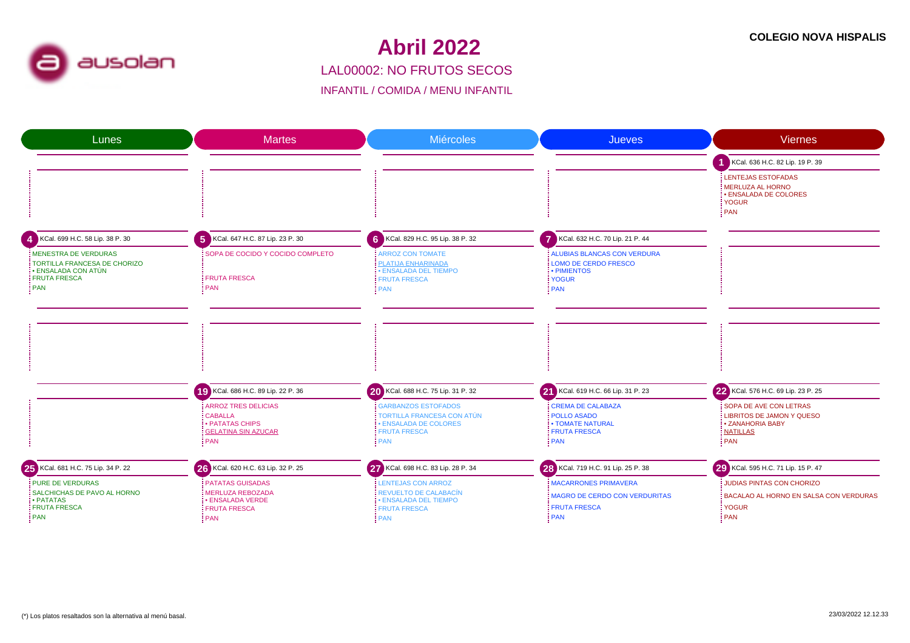# Abril 2022

COLEGIO NOVA HISPALIS

## LAL00002: NO FRUTOS SECOS

### INFANTIL / COMIDA / MENU INFANTIL

| Lunes | Martes | Miércoles | Jueves | Viernes |
|---|---|---|---|---|
| | | | | **1** KCal. 636 H.C. 82 Lip. 19 P. 39<br>LENTEJAS ESTOFADAS<br>MERLUZA AL HORNO<br>• ENSALADA DE COLORES<br>YOGUR<br>PAN |
| **4** KCal. 699 H.C. 58 Lip. 38 P. 30<br>MENESTRA DE VERDURAS<br>TORTILLA FRANCESA DE CHORIZO<br>• ENSALADA CON ATÚN<br>FRUTA FRESCA<br>PAN | **5** KCal. 647 H.C. 87 Lip. 23 P. 30<br>SOPA DE COCIDO Y COCIDO COMPLETO<br>FRUTA FRESCA<br>PAN | **6** KCal. 829 H.C. 95 Lip. 38 P. 32<br>ARROZ CON TOMATE<br>PLATIJA ENHARINADA<br>• ENSALADA DEL TIEMPO<br>FRUTA FRESCA<br>PAN | **7** KCal. 632 H.C. 70 Lip. 21 P. 44<br>ALUBIAS BLANCAS CON VERDURA<br>LOMO DE CERDO FRESCO<br>• PIMIENTOS<br>YOGUR<br>PAN | |
| | | | | |
| | **19** KCal. 686 H.C. 89 Lip. 22 P. 36<br>ARROZ TRES DELICIAS<br>CABALLA<br>• PATATAS CHIPS<br>GELATINA SIN AZUCAR<br>PAN | **20** KCal. 688 H.C. 75 Lip. 31 P. 32<br>GARBANZOS ESTOFADOS<br>TORTILLA FRANCESA CON ATÚN<br>• ENSALADA DE COLORES<br>FRUTA FRESCA<br>PAN | **21** KCal. 619 H.C. 66 Lip. 31 P. 23<br>CREMA DE CALABAZA<br>POLLO ASADO<br>• TOMATE NATURAL<br>FRUTA FRESCA<br>PAN | **22** KCal. 576 H.C. 69 Lip. 23 P. 25<br>SOPA DE AVE CON LETRAS<br>LIBRITOS DE JAMON Y QUESO<br>• ZANAHORIA BABY<br>NATILLAS<br>PAN |
| **25** KCal. 681 H.C. 75 Lip. 34 P. 22<br>PURE DE VERDURAS<br>SALCHICHAS DE PAVO AL HORNO<br>• PATATAS<br>FRUTA FRESCA<br>PAN | **26** KCal. 620 H.C. 63 Lip. 32 P. 25<br>PATATAS GUISADAS<br>MERLUZA REBOZADA<br>• ENSALADA VERDE<br>FRUTA FRESCA<br>PAN | **27** KCal. 698 H.C. 83 Lip. 28 P. 34<br>LENTEJAS CON ARROZ<br>REVUELTO DE CALABACÍN<br>• ENSALADA DEL TIEMPO<br>FRUTA FRESCA<br>PAN | **28** KCal. 719 H.C. 91 Lip. 25 P. 38<br>MACARRONES PRIMAVERA<br>MAGRO DE CERDO CON VERDURITAS<br>FRUTA FRESCA<br>PAN | **29** KCal. 595 H.C. 71 Lip. 15 P. 47<br>JUDIAS PINTAS CON CHORIZO<br>BACALAO AL HORNO EN SALSA CON VERDURAS<br>YOGUR<br>PAN |

(*) Los platos resaltados son la alternativa al menú basal.

23/03/2022 12.12.33